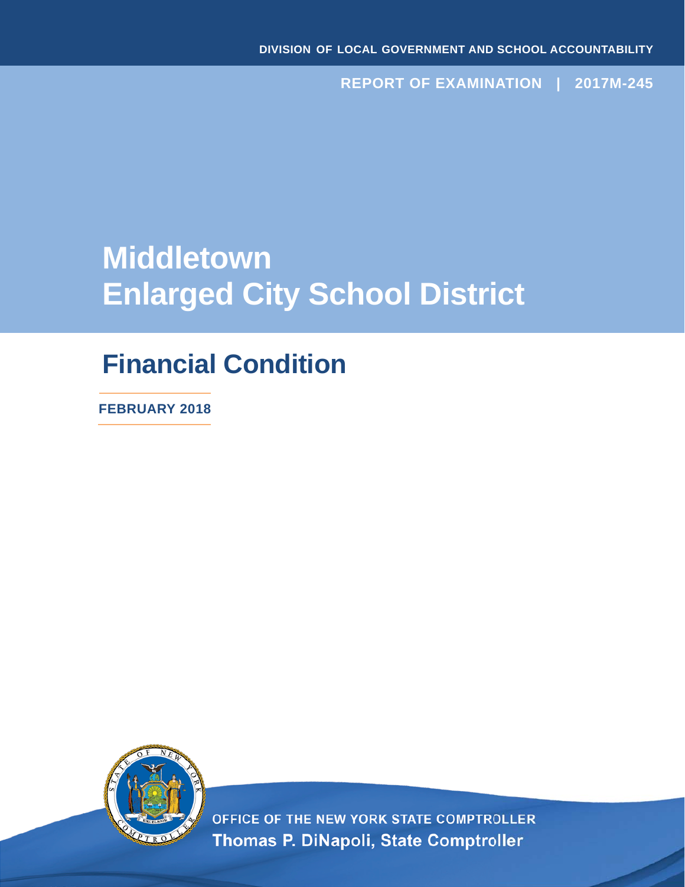DIVISION OF LOCAL GOVERNMENT AND SCHOOL ACCOUNTABILITY

REPORT OF EXAMINATION | 2017M-245

# Middletown Enlarged City School District

## Financial Condition

FEBRUARY 2018

OFFICE OF THE NEW YORK STATE COMPTROLLER
Thomas P. DiNapoli, State Comptroller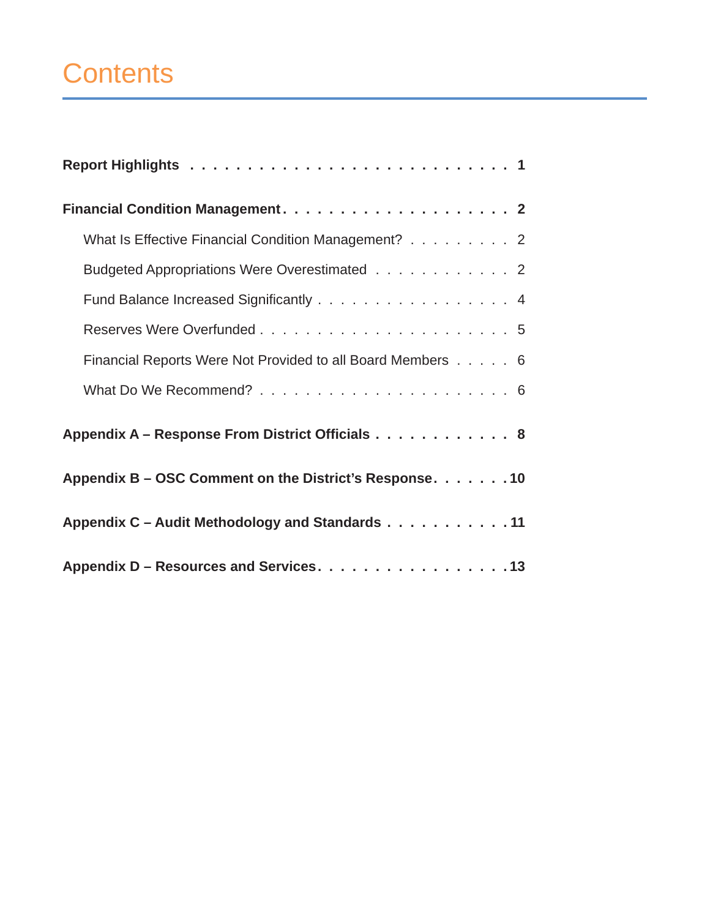# Contents

**Report Highlights** . . . . . . . . . . . . . . . . . . . . . . . . . . . . **1**

**Financial Condition Management** . . . . . . . . . . . . . . . . . . . . **2**

- What Is Effective Financial Condition Management? . . . . . . . . . 2
- Budgeted Appropriations Were Overestimated . . . . . . . . . . . . 2
- Fund Balance Increased Significantly . . . . . . . . . . . . . . . . . 4
- Reserves Were Overfunded . . . . . . . . . . . . . . . . . . . . . . 5
- Financial Reports Were Not Provided to all Board Members . . . . . 6
- What Do We Recommend? . . . . . . . . . . . . . . . . . . . . . 6

**Appendix A – Response From District Officials** . . . . . . . . . . . . **8**

**Appendix B – OSC Comment on the District's Response** . . . . . . . **10**

**Appendix C – Audit Methodology and Standards** . . . . . . . . . . . **11**

**Appendix D – Resources and Services** . . . . . . . . . . . . . . . . . **13**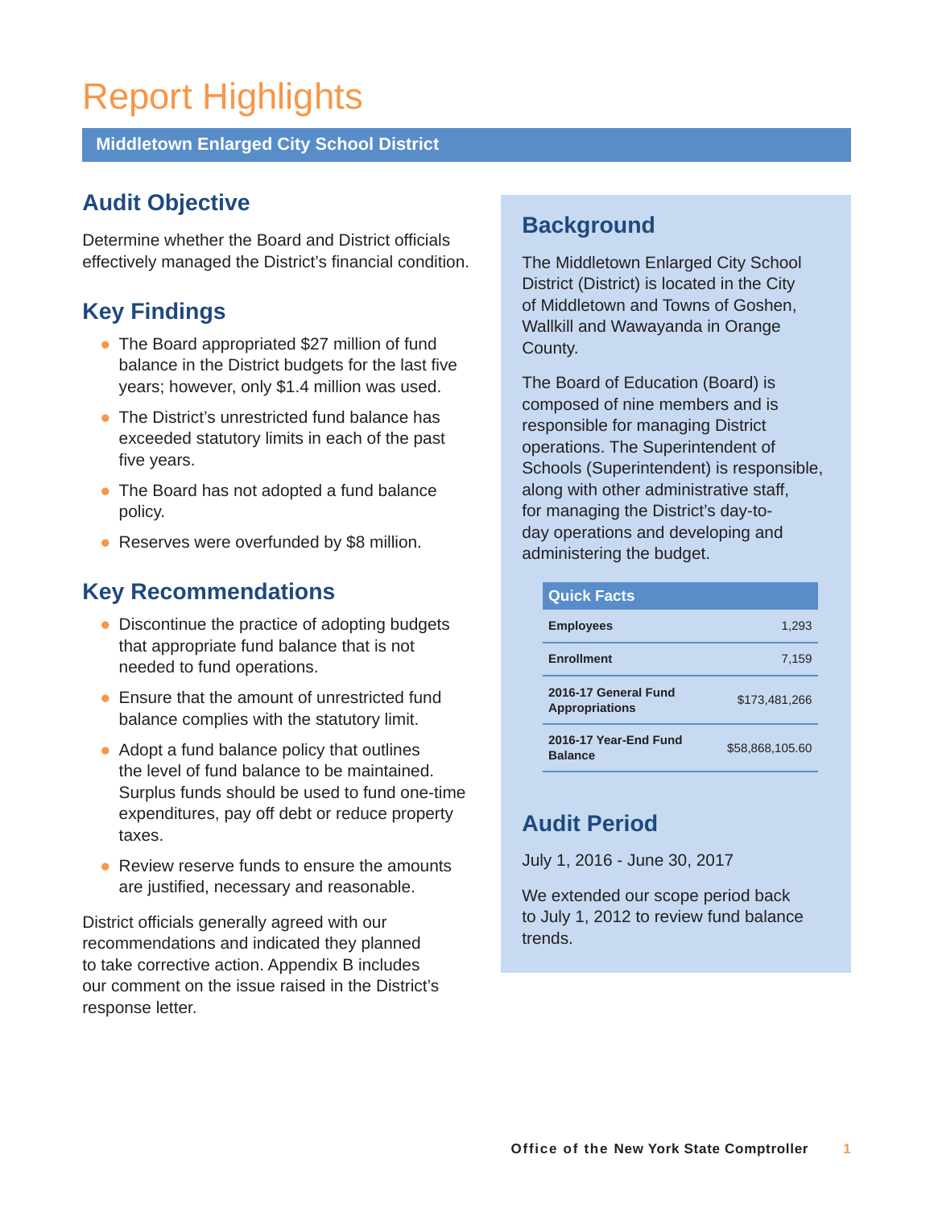# Report Highlights

**Middletown Enlarged City School District**

## Audit Objective

Determine whether the Board and District officials effectively managed the District's financial condition.

## Key Findings

- The Board appropriated $27 million of fund balance in the District budgets for the last five years; however, only $1.4 million was used.
- The District's unrestricted fund balance has exceeded statutory limits in each of the past five years.
- The Board has not adopted a fund balance policy.
- Reserves were overfunded by $8 million.

## Key Recommendations

- Discontinue the practice of adopting budgets that appropriate fund balance that is not needed to fund operations.
- Ensure that the amount of unrestricted fund balance complies with the statutory limit.
- Adopt a fund balance policy that outlines the level of fund balance to be maintained. Surplus funds should be used to fund one-time expenditures, pay off debt or reduce property taxes.
- Review reserve funds to ensure the amounts are justified, necessary and reasonable.

District officials generally agreed with our recommendations and indicated they planned to take corrective action. Appendix B includes our comment on the issue raised in the District's response letter.

## Background

The Middletown Enlarged City School District (District) is located in the City of Middletown and Towns of Goshen, Wallkill and Wawayanda in Orange County.

The Board of Education (Board) is composed of nine members and is responsible for managing District operations. The Superintendent of Schools (Superintendent) is responsible, along with other administrative staff, for managing the District's day-to-day operations and developing and administering the budget.

| Quick Facts | |
|---|---|
| Employees | 1,293 |
| Enrollment | 7,159 |
| 2016-17 General Fund Appropriations | $173,481,266 |
| 2016-17 Year-End Fund Balance | $58,868,105.60 |

## Audit Period

July 1, 2016 - June 30, 2017

We extended our scope period back to July 1, 2012 to review fund balance trends.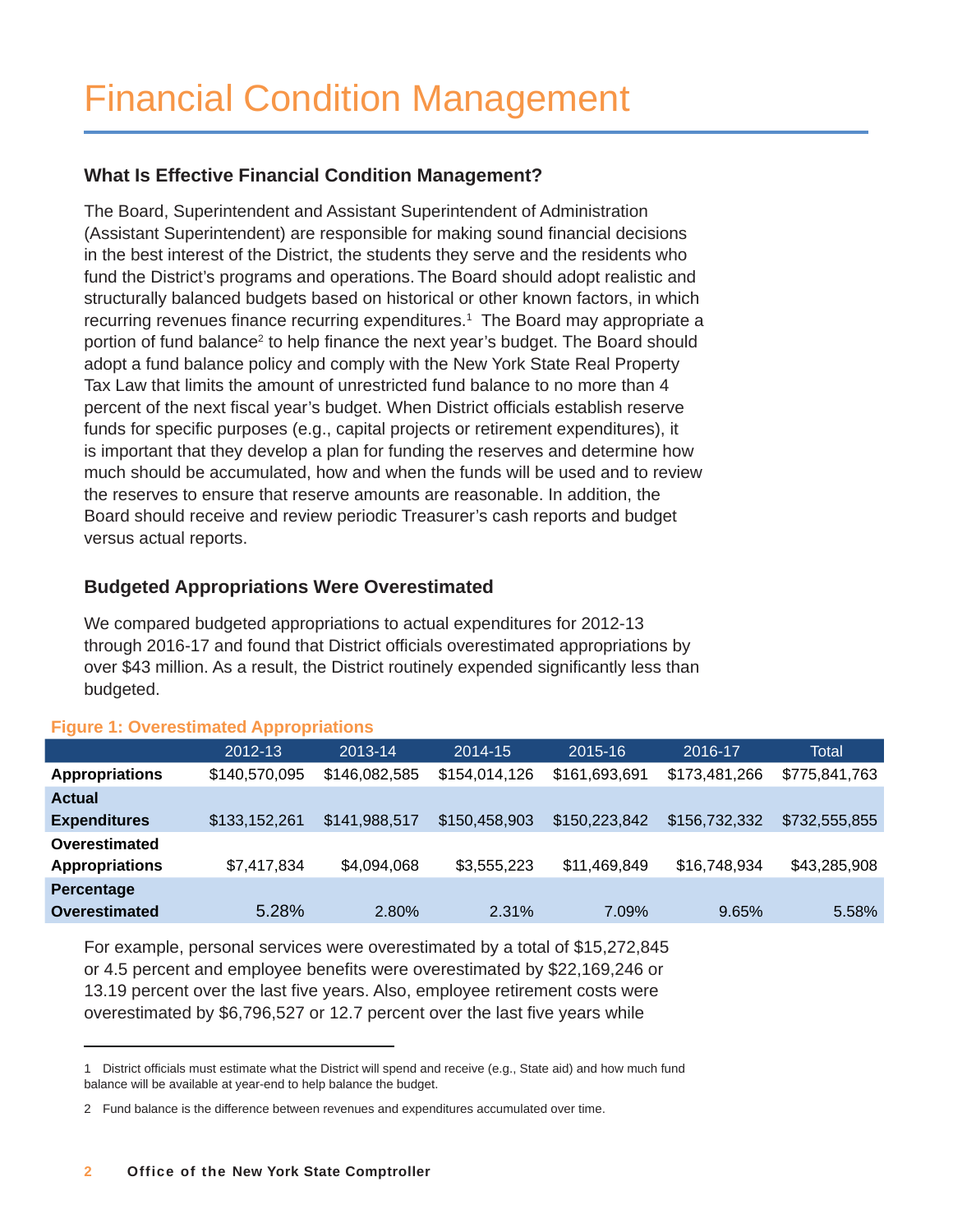# Financial Condition Management

## What Is Effective Financial Condition Management?

The Board, Superintendent and Assistant Superintendent of Administration (Assistant Superintendent) are responsible for making sound financial decisions in the best interest of the District, the students they serve and the residents who fund the District's programs and operations. The Board should adopt realistic and structurally balanced budgets based on historical or other known factors, in which recurring revenues finance recurring expenditures.[1] The Board may appropriate a portion of fund balance[2] to help finance the next year's budget. The Board should adopt a fund balance policy and comply with the New York State Real Property Tax Law that limits the amount of unrestricted fund balance to no more than 4 percent of the next fiscal year's budget. When District officials establish reserve funds for specific purposes (e.g., capital projects or retirement expenditures), it is important that they develop a plan for funding the reserves and determine how much should be accumulated, how and when the funds will be used and to review the reserves to ensure that reserve amounts are reasonable. In addition, the Board should receive and review periodic Treasurer's cash reports and budget versus actual reports.

## Budgeted Appropriations Were Overestimated

We compared budgeted appropriations to actual expenditures for 2012-13 through 2016-17 and found that District officials overestimated appropriations by over $43 million. As a result, the District routinely expended significantly less than budgeted.

**Figure 1: Overestimated Appropriations**

| | 2012-13 | 2013-14 | 2014-15 | 2015-16 | 2016-17 | Total |
|---|---|---|---|---|---|---|
| **Appropriations** | $140,570,095 | $146,082,585 | $154,014,126 | $161,693,691 | $173,481,266 | $775,841,763 |
| **Actual Expenditures** | $133,152,261 | $141,988,517 | $150,458,903 | $150,223,842 | $156,732,332 | $732,555,855 |
| **Overestimated Appropriations** | $7,417,834 | $4,094,068 | $3,555,223 | $11,469,849 | $16,748,934 | $43,285,908 |
| **Percentage Overestimated** | 5.28% | 2.80% | 2.31% | 7.09% | 9.65% | 5.58% |

For example, personal services were overestimated by a total of $15,272,845 or 4.5 percent and employee benefits were overestimated by $22,169,246 or 13.19 percent over the last five years. Also, employee retirement costs were overestimated by $6,796,527 or 12.7 percent over the last five years while

1 District officials must estimate what the District will spend and receive (e.g., State aid) and how much fund balance will be available at year-end to help balance the budget.

2 Fund balance is the difference between revenues and expenditures accumulated over time.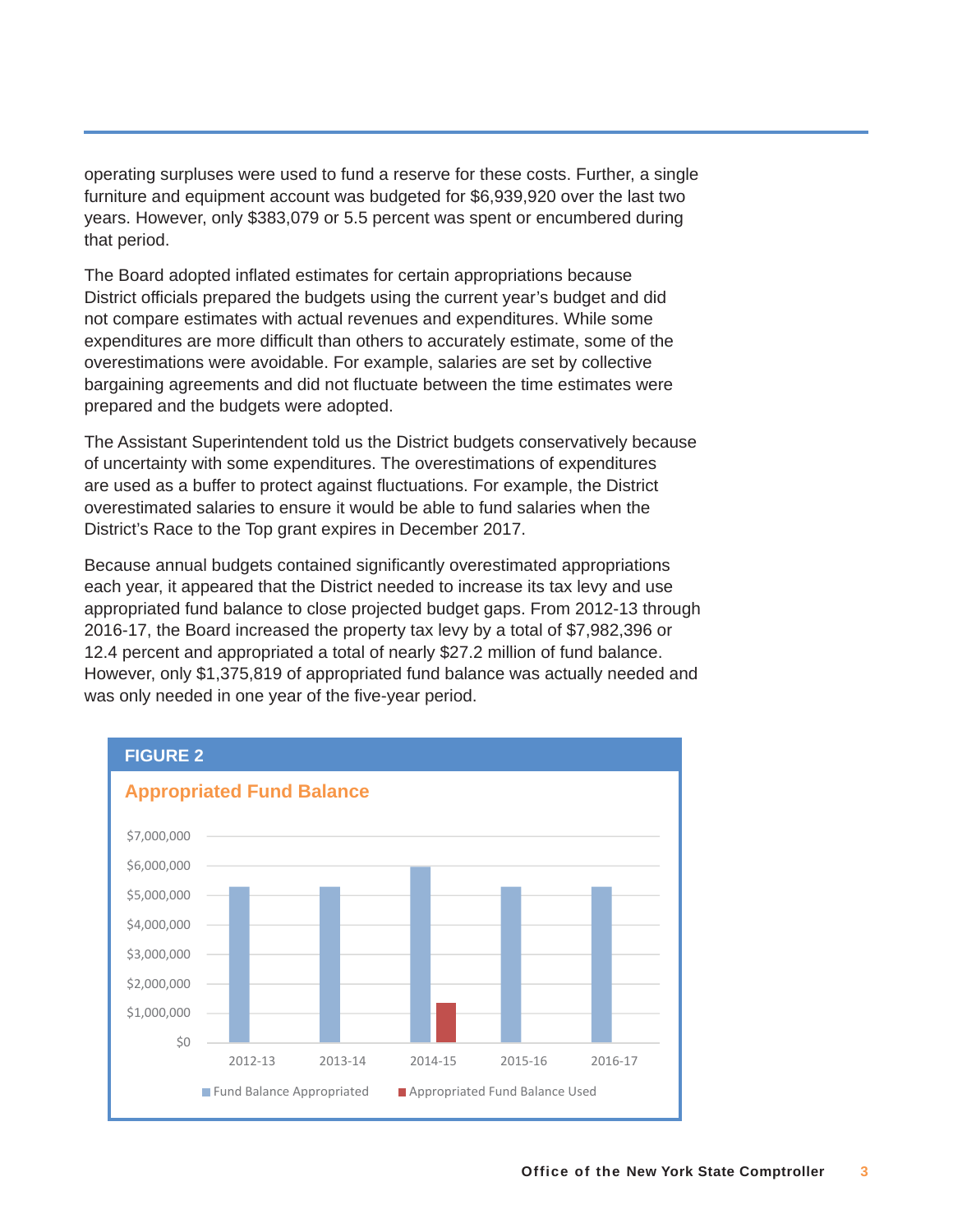operating surpluses were used to fund a reserve for these costs. Further, a single furniture and equipment account was budgeted for $6,939,920 over the last two years. However, only $383,079 or 5.5 percent was spent or encumbered during that period.

The Board adopted inflated estimates for certain appropriations because District officials prepared the budgets using the current year's budget and did not compare estimates with actual revenues and expenditures. While some expenditures are more difficult than others to accurately estimate, some of the overestimations were avoidable. For example, salaries are set by collective bargaining agreements and did not fluctuate between the time estimates were prepared and the budgets were adopted.

The Assistant Superintendent told us the District budgets conservatively because of uncertainty with some expenditures. The overestimations of expenditures are used as a buffer to protect against fluctuations. For example, the District overestimated salaries to ensure it would be able to fund salaries when the District's Race to the Top grant expires in December 2017.

Because annual budgets contained significantly overestimated appropriations each year, it appeared that the District needed to increase its tax levy and use appropriated fund balance to close projected budget gaps. From 2012-13 through 2016-17, the Board increased the property tax levy by a total of $7,982,396 or 12.4 percent and appropriated a total of nearly $27.2 million of fund balance. However, only $1,375,819 of appropriated fund balance was actually needed and was only needed in one year of the five-year period.

**FIGURE 2**

**Appropriated Fund Balance**

Legend: Fund Balance Appropriated; Appropriated Fund Balance Used

Fiscal years: 2012-13, 2013-14, 2014-15, 2015-16, 2016-17 (axis from $0 to $7,000,000)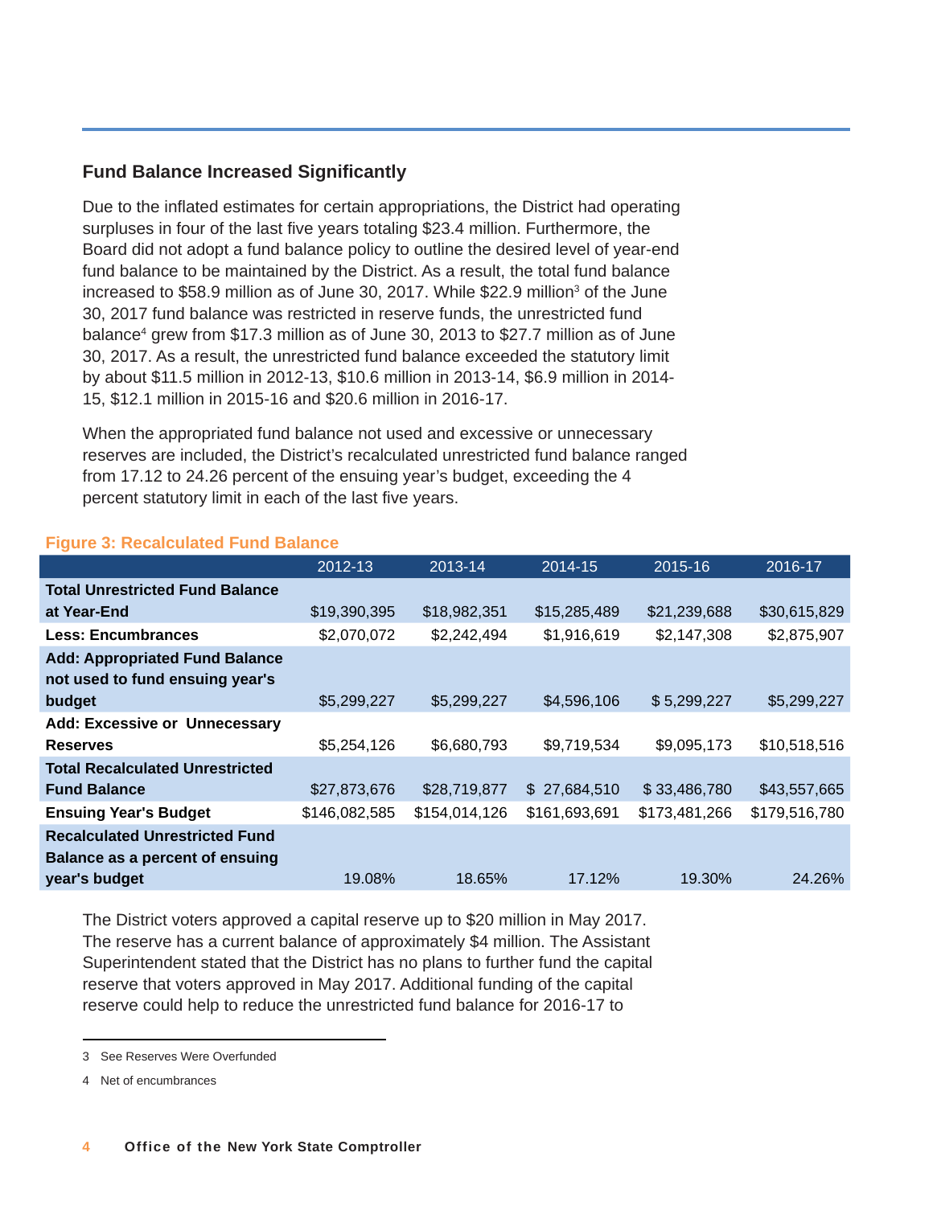## Fund Balance Increased Significantly

Due to the inflated estimates for certain appropriations, the District had operating surpluses in four of the last five years totaling $23.4 million. Furthermore, the Board did not adopt a fund balance policy to outline the desired level of year-end fund balance to be maintained by the District. As a result, the total fund balance increased to $58.9 million as of June 30, 2017. While $22.9 million[3] of the June 30, 2017 fund balance was restricted in reserve funds, the unrestricted fund balance[4] grew from $17.3 million as of June 30, 2013 to $27.7 million as of June 30, 2017. As a result, the unrestricted fund balance exceeded the statutory limit by about $11.5 million in 2012-13, $10.6 million in 2013-14, $6.9 million in 2014-15, $12.1 million in 2015-16 and $20.6 million in 2016-17.

When the appropriated fund balance not used and excessive or unnecessary reserves are included, the District's recalculated unrestricted fund balance ranged from 17.12 to 24.26 percent of the ensuing year's budget, exceeding the 4 percent statutory limit in each of the last five years.

**Figure 3: Recalculated Fund Balance**

| | 2012-13 | 2013-14 | 2014-15 | 2015-16 | 2016-17 |
|---|---|---|---|---|---|
| **Total Unrestricted Fund Balance at Year-End** | $19,390,395 | $18,982,351 | $15,285,489 | $21,239,688 | $30,615,829 |
| **Less: Encumbrances** | $2,070,072 | $2,242,494 | $1,916,619 | $2,147,308 | $2,875,907 |
| **Add: Appropriated Fund Balance not used to fund ensuing year's budget** | $5,299,227 | $5,299,227 | $4,596,106 | $ 5,299,227 | $5,299,227 |
| **Add: Excessive or Unnecessary Reserves** | $5,254,126 | $6,680,793 | $9,719,534 | $9,095,173 | $10,518,516 |
| **Total Recalculated Unrestricted Fund Balance** | $27,873,676 | $28,719,877 | $ 27,684,510 | $ 33,486,780 | $43,557,665 |
| **Ensuing Year's Budget** | $146,082,585 | $154,014,126 | $161,693,691 | $173,481,266 | $179,516,780 |
| **Recalculated Unrestricted Fund Balance as a percent of ensuing year's budget** | 19.08% | 18.65% | 17.12% | 19.30% | 24.26% |

The District voters approved a capital reserve up to $20 million in May 2017. The reserve has a current balance of approximately $4 million. The Assistant Superintendent stated that the District has no plans to further fund the capital reserve that voters approved in May 2017. Additional funding of the capital reserve could help to reduce the unrestricted fund balance for 2016-17 to

3 See Reserves Were Overfunded

4 Net of encumbrances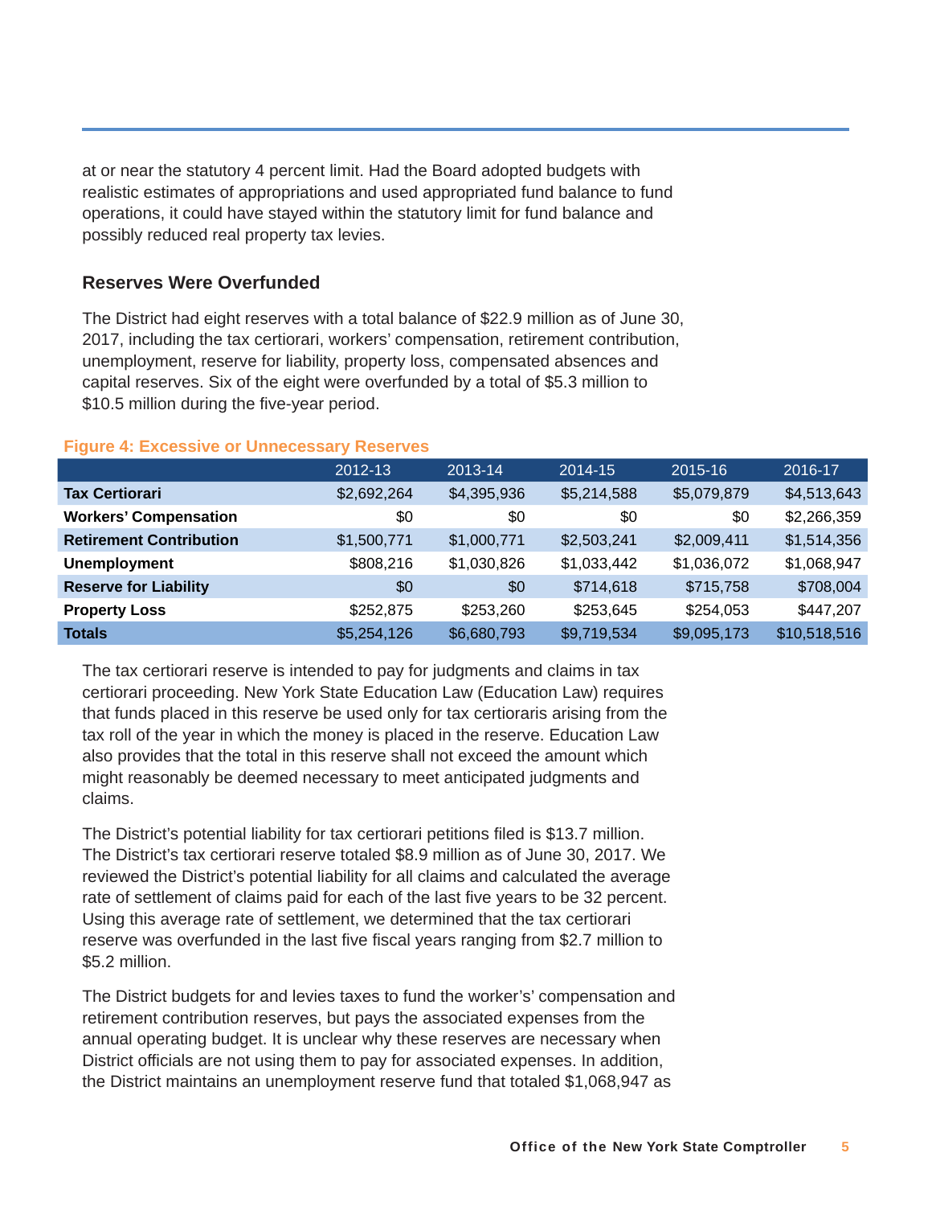at or near the statutory 4 percent limit. Had the Board adopted budgets with realistic estimates of appropriations and used appropriated fund balance to fund operations, it could have stayed within the statutory limit for fund balance and possibly reduced real property tax levies.

### Reserves Were Overfunded

The District had eight reserves with a total balance of $22.9 million as of June 30, 2017, including the tax certiorari, workers' compensation, retirement contribution, unemployment, reserve for liability, property loss, compensated absences and capital reserves. Six of the eight were overfunded by a total of $5.3 million to $10.5 million during the five-year period.

**Figure 4: Excessive or Unnecessary Reserves**

| | 2012-13 | 2013-14 | 2014-15 | 2015-16 | 2016-17 |
|---|---|---|---|---|---|
| **Tax Certiorari** | $2,692,264 | $4,395,936 | $5,214,588 | $5,079,879 | $4,513,643 |
| **Workers' Compensation** | $0 | $0 | $0 | $0 | $2,266,359 |
| **Retirement Contribution** | $1,500,771 | $1,000,771 | $2,503,241 | $2,009,411 | $1,514,356 |
| **Unemployment** | $808,216 | $1,030,826 | $1,033,442 | $1,036,072 | $1,068,947 |
| **Reserve for Liability** | $0 | $0 | $714,618 | $715,758 | $708,004 |
| **Property Loss** | $252,875 | $253,260 | $253,645 | $254,053 | $447,207 |
| **Totals** | $5,254,126 | $6,680,793 | $9,719,534 | $9,095,173 | $10,518,516 |

The tax certiorari reserve is intended to pay for judgments and claims in tax certiorari proceeding. New York State Education Law (Education Law) requires that funds placed in this reserve be used only for tax certioraris arising from the tax roll of the year in which the money is placed in the reserve. Education Law also provides that the total in this reserve shall not exceed the amount which might reasonably be deemed necessary to meet anticipated judgments and claims.

The District's potential liability for tax certiorari petitions filed is $13.7 million. The District's tax certiorari reserve totaled $8.9 million as of June 30, 2017. We reviewed the District's potential liability for all claims and calculated the average rate of settlement of claims paid for each of the last five years to be 32 percent. Using this average rate of settlement, we determined that the tax certiorari reserve was overfunded in the last five fiscal years ranging from $2.7 million to $5.2 million.

The District budgets for and levies taxes to fund the worker's' compensation and retirement contribution reserves, but pays the associated expenses from the annual operating budget. It is unclear why these reserves are necessary when District officials are not using them to pay for associated expenses. In addition, the District maintains an unemployment reserve fund that totaled $1,068,947 as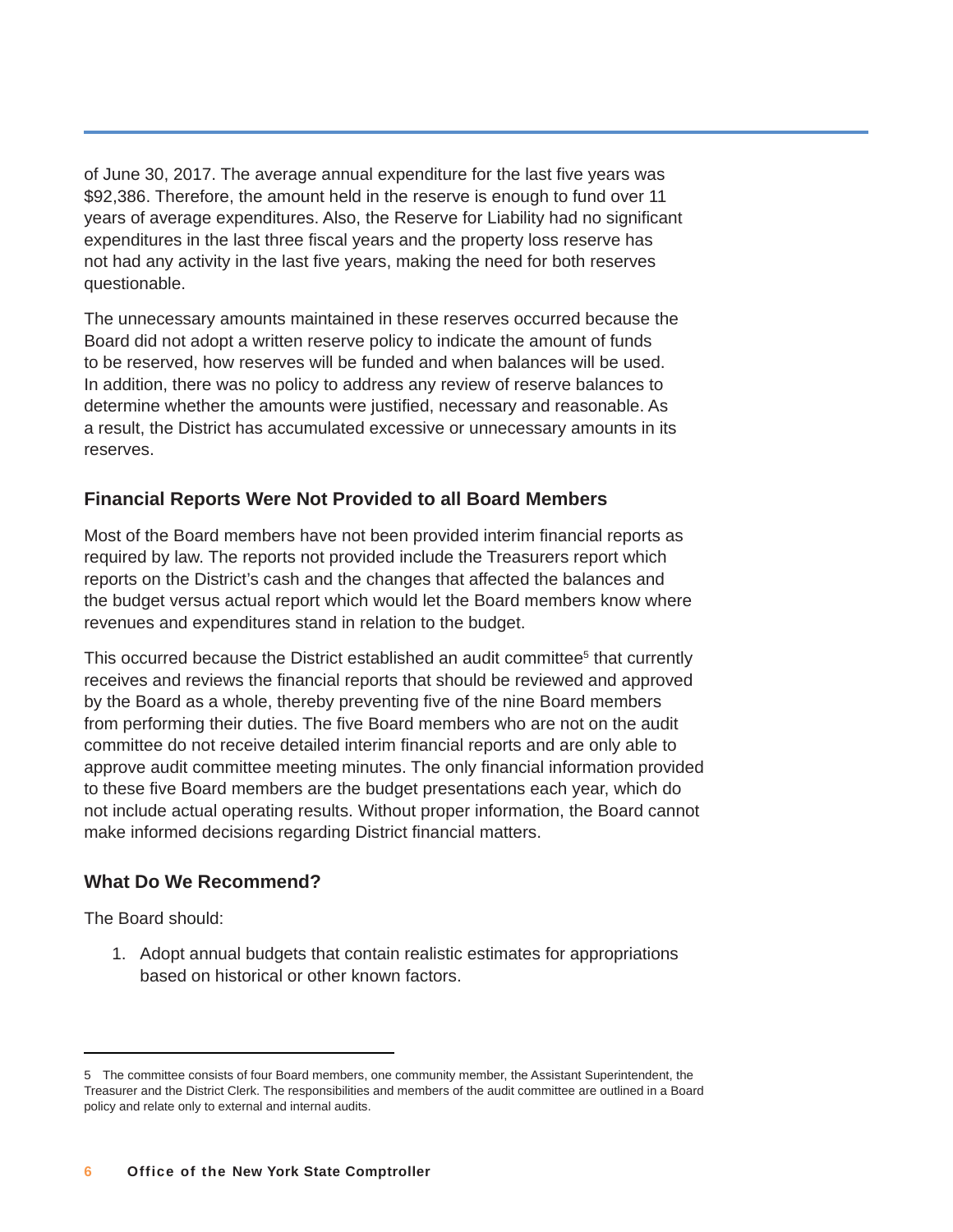of June 30, 2017. The average annual expenditure for the last five years was $92,386. Therefore, the amount held in the reserve is enough to fund over 11 years of average expenditures. Also, the Reserve for Liability had no significant expenditures in the last three fiscal years and the property loss reserve has not had any activity in the last five years, making the need for both reserves questionable.

The unnecessary amounts maintained in these reserves occurred because the Board did not adopt a written reserve policy to indicate the amount of funds to be reserved, how reserves will be funded and when balances will be used. In addition, there was no policy to address any review of reserve balances to determine whether the amounts were justified, necessary and reasonable. As a result, the District has accumulated excessive or unnecessary amounts in its reserves.

### Financial Reports Were Not Provided to all Board Members

Most of the Board members have not been provided interim financial reports as required by law. The reports not provided include the Treasurers report which reports on the District's cash and the changes that affected the balances and the budget versus actual report which would let the Board members know where revenues and expenditures stand in relation to the budget.

This occurred because the District established an audit committee[5] that currently receives and reviews the financial reports that should be reviewed and approved by the Board as a whole, thereby preventing five of the nine Board members from performing their duties. The five Board members who are not on the audit committee do not receive detailed interim financial reports and are only able to approve audit committee meeting minutes. The only financial information provided to these five Board members are the budget presentations each year, which do not include actual operating results. Without proper information, the Board cannot make informed decisions regarding District financial matters.

### What Do We Recommend?

The Board should:

1. Adopt annual budgets that contain realistic estimates for appropriations based on historical or other known factors.

---

5 The committee consists of four Board members, one community member, the Assistant Superintendent, the Treasurer and the District Clerk. The responsibilities and members of the audit committee are outlined in a Board policy and relate only to external and internal audits.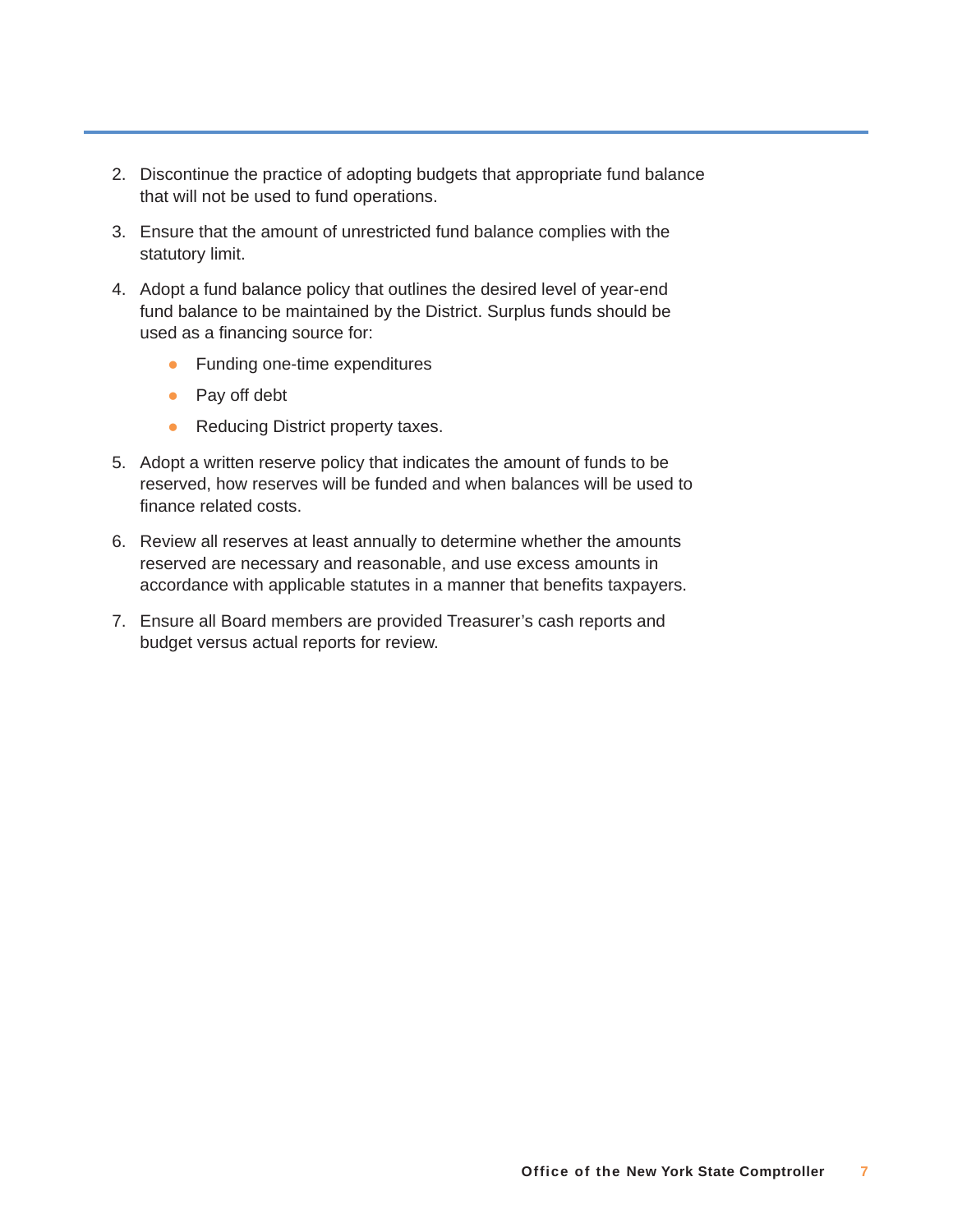2. Discontinue the practice of adopting budgets that appropriate fund balance that will not be used to fund operations.

3. Ensure that the amount of unrestricted fund balance complies with the statutory limit.

4. Adopt a fund balance policy that outlines the desired level of year-end fund balance to be maintained by the District. Surplus funds should be used as a financing source for:

    - Funding one-time expenditures
    - Pay off debt
    - Reducing District property taxes.

5. Adopt a written reserve policy that indicates the amount of funds to be reserved, how reserves will be funded and when balances will be used to finance related costs.

6. Review all reserves at least annually to determine whether the amounts reserved are necessary and reasonable, and use excess amounts in accordance with applicable statutes in a manner that benefits taxpayers.

7. Ensure all Board members are provided Treasurer's cash reports and budget versus actual reports for review.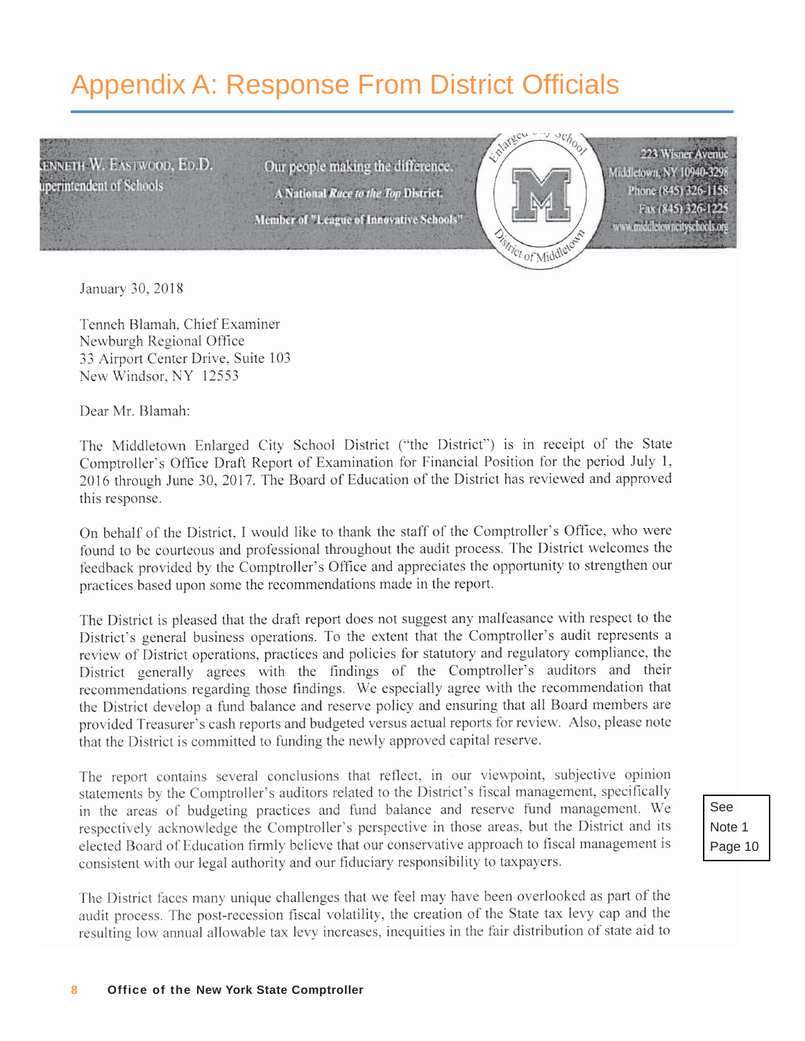# Appendix A: Response From District Officials

Kenneth W. Eastwood, Ed.D.
Superintendent of Schools

Our people making the difference.
A National *Race to the Top* District.
Member of "League of Innovative Schools"

Enlarged City School District of Middletown

223 Wisner Avenue
Middletown, NY 10940-3298
Phone (845) 326-1158
Fax (845) 326-1225
www.middletowncityschools.org

January 30, 2018

Tenneh Blamah, Chief Examiner
Newburgh Regional Office
33 Airport Center Drive, Suite 103
New Windsor, NY 12553

Dear Mr. Blamah:

The Middletown Enlarged City School District ("the District") is in receipt of the State Comptroller's Office Draft Report of Examination for Financial Position for the period July 1, 2016 through June 30, 2017. The Board of Education of the District has reviewed and approved this response.

On behalf of the District, I would like to thank the staff of the Comptroller's Office, who were found to be courteous and professional throughout the audit process. The District welcomes the feedback provided by the Comptroller's Office and appreciates the opportunity to strengthen our practices based upon some the recommendations made in the report.

The District is pleased that the draft report does not suggest any malfeasance with respect to the District's general business operations. To the extent that the Comptroller's audit represents a review of District operations, practices and policies for statutory and regulatory compliance, the District generally agrees with the findings of the Comptroller's auditors and their recommendations regarding those findings. We especially agree with the recommendation that the District develop a fund balance and reserve policy and ensuring that all Board members are provided Treasurer's cash reports and budgeted versus actual reports for review. Also, please note that the District is committed to funding the newly approved capital reserve.

The report contains several conclusions that reflect, in our viewpoint, subjective opinion statements by the Comptroller's auditors related to the District's fiscal management, specifically in the areas of budgeting practices and fund balance and reserve fund management. We respectively acknowledge the Comptroller's perspective in those areas, but the District and its elected Board of Education firmly believe that our conservative approach to fiscal management is consistent with our legal authority and our fiduciary responsibility to taxpayers.

See Note 1 Page 10

The District faces many unique challenges that we feel may have been overlooked as part of the audit process. The post-recession fiscal volatility, the creation of the State tax levy cap and the resulting low annual allowable tax levy increases, inequities in the fair distribution of state aid to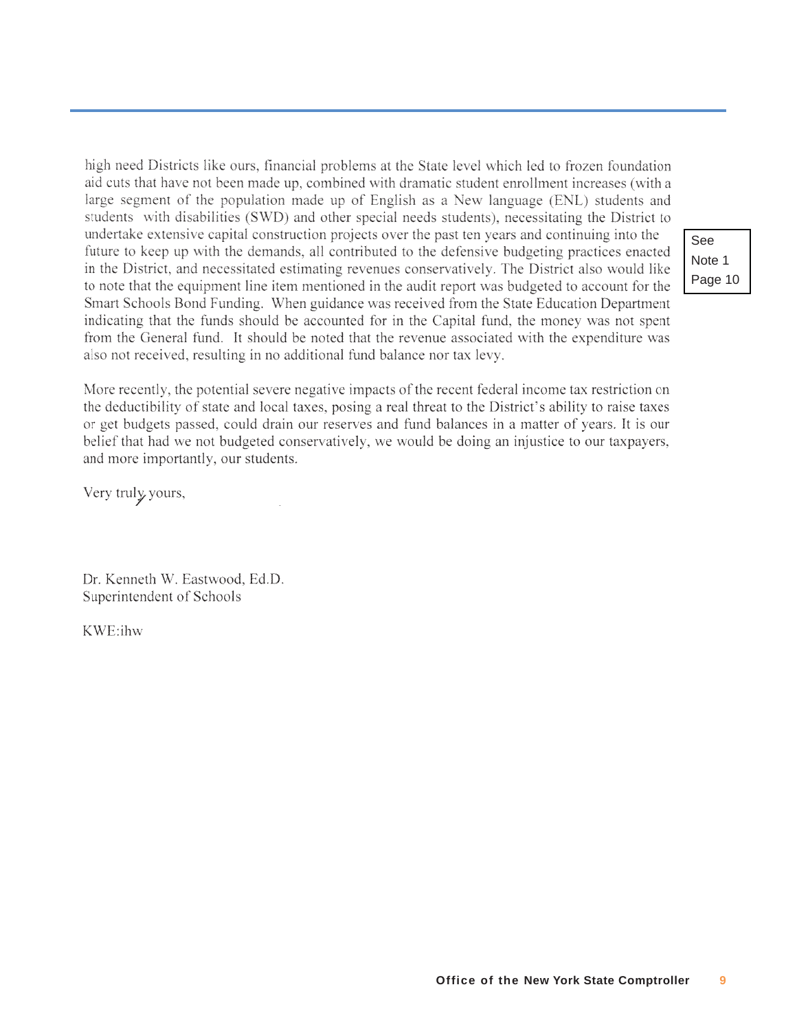high need Districts like ours, financial problems at the State level which led to frozen foundation aid cuts that have not been made up, combined with dramatic student enrollment increases (with a large segment of the population made up of English as a New language (ENL) students and students with disabilities (SWD) and other special needs students), necessitating the District to undertake extensive capital construction projects over the past ten years and continuing into the future to keep up with the demands, all contributed to the defensive budgeting practices enacted in the District, and necessitated estimating revenues conservatively. The District also would like to note that the equipment line item mentioned in the audit report was budgeted to account for the Smart Schools Bond Funding. When guidance was received from the State Education Department indicating that the funds should be accounted for in the Capital fund, the money was not spent from the General fund. It should be noted that the revenue associated with the expenditure was also not received, resulting in no additional fund balance nor tax levy.

See Note 1 Page 10

More recently, the potential severe negative impacts of the recent federal income tax restriction on the deductibility of state and local taxes, posing a real threat to the District's ability to raise taxes or get budgets passed, could drain our reserves and fund balances in a matter of years. It is our belief that had we not budgeted conservatively, we would be doing an injustice to our taxpayers, and more importantly, our students.

Very truly yours,

Dr. Kenneth W. Eastwood, Ed.D.
Superintendent of Schools

KWE:ihw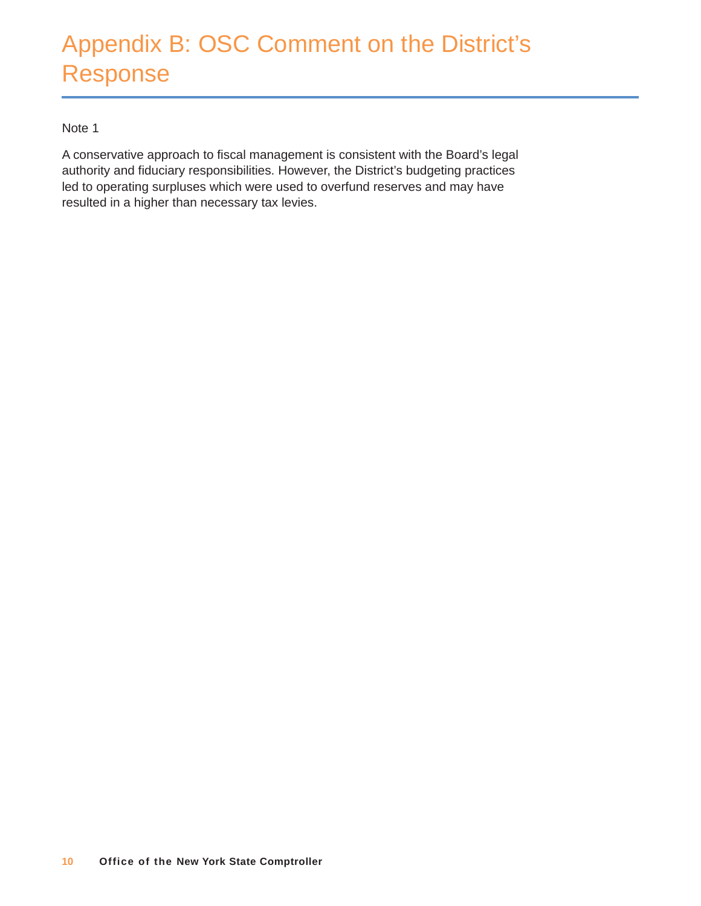# Appendix B: OSC Comment on the District's Response

Note 1

A conservative approach to fiscal management is consistent with the Board's legal authority and fiduciary responsibilities. However, the District's budgeting practices led to operating surpluses which were used to overfund reserves and may have resulted in a higher than necessary tax levies.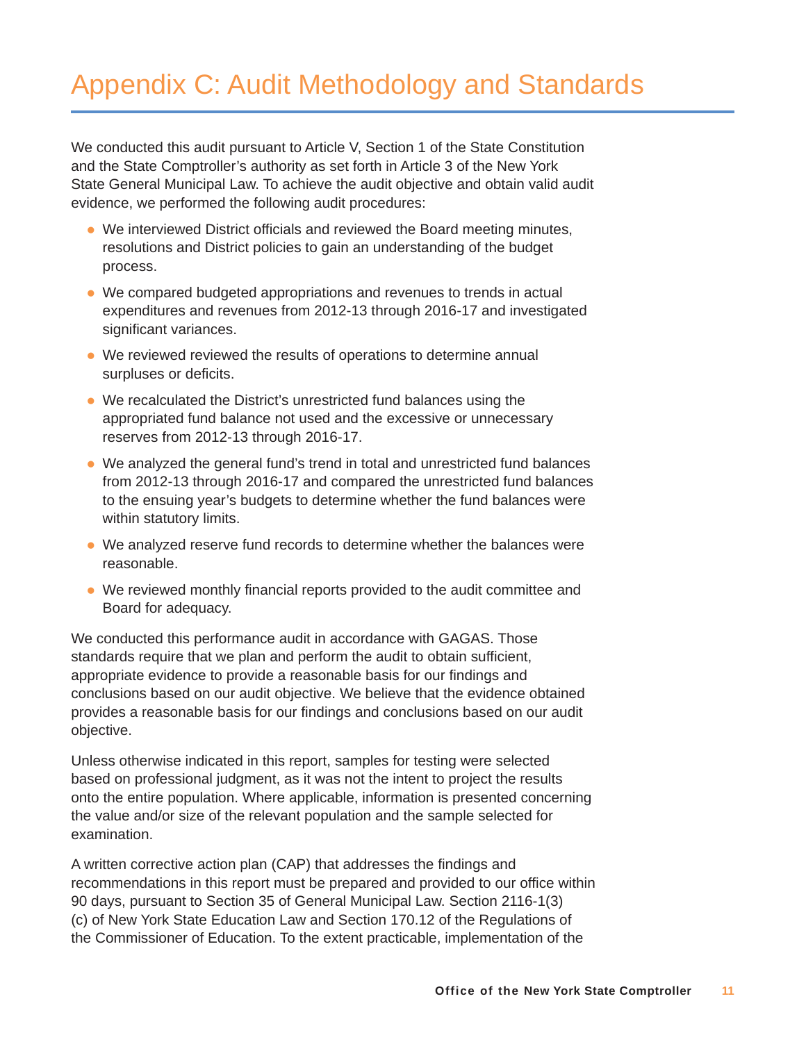# Appendix C: Audit Methodology and Standards

We conducted this audit pursuant to Article V, Section 1 of the State Constitution and the State Comptroller's authority as set forth in Article 3 of the New York State General Municipal Law. To achieve the audit objective and obtain valid audit evidence, we performed the following audit procedures:

- We interviewed District officials and reviewed the Board meeting minutes, resolutions and District policies to gain an understanding of the budget process.
- We compared budgeted appropriations and revenues to trends in actual expenditures and revenues from 2012-13 through 2016-17 and investigated significant variances.
- We reviewed reviewed the results of operations to determine annual surpluses or deficits.
- We recalculated the District's unrestricted fund balances using the appropriated fund balance not used and the excessive or unnecessary reserves from 2012-13 through 2016-17.
- We analyzed the general fund's trend in total and unrestricted fund balances from 2012-13 through 2016-17 and compared the unrestricted fund balances to the ensuing year's budgets to determine whether the fund balances were within statutory limits.
- We analyzed reserve fund records to determine whether the balances were reasonable.
- We reviewed monthly financial reports provided to the audit committee and Board for adequacy.

We conducted this performance audit in accordance with GAGAS. Those standards require that we plan and perform the audit to obtain sufficient, appropriate evidence to provide a reasonable basis for our findings and conclusions based on our audit objective. We believe that the evidence obtained provides a reasonable basis for our findings and conclusions based on our audit objective.

Unless otherwise indicated in this report, samples for testing were selected based on professional judgment, as it was not the intent to project the results onto the entire population. Where applicable, information is presented concerning the value and/or size of the relevant population and the sample selected for examination.

A written corrective action plan (CAP) that addresses the findings and recommendations in this report must be prepared and provided to our office within 90 days, pursuant to Section 35 of General Municipal Law. Section 2116-1(3)(c) of New York State Education Law and Section 170.12 of the Regulations of the Commissioner of Education. To the extent practicable, implementation of the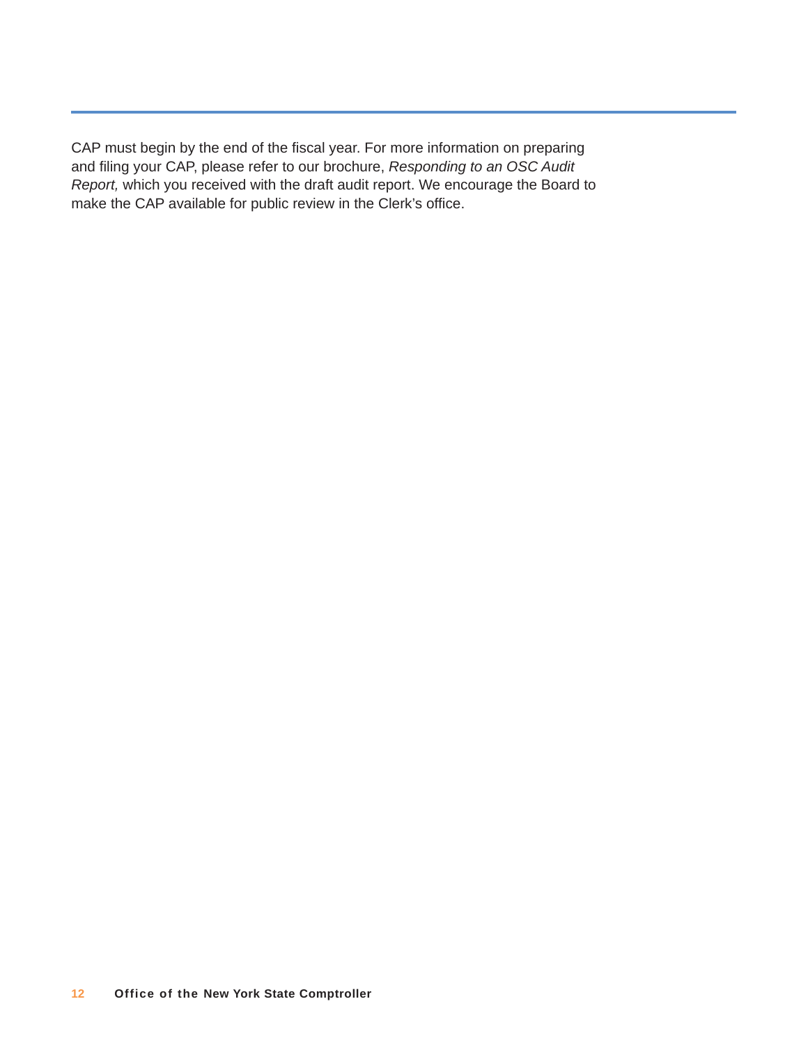CAP must begin by the end of the fiscal year. For more information on preparing and filing your CAP, please refer to our brochure, *Responding to an OSC Audit Report,* which you received with the draft audit report. We encourage the Board to make the CAP available for public review in the Clerk's office.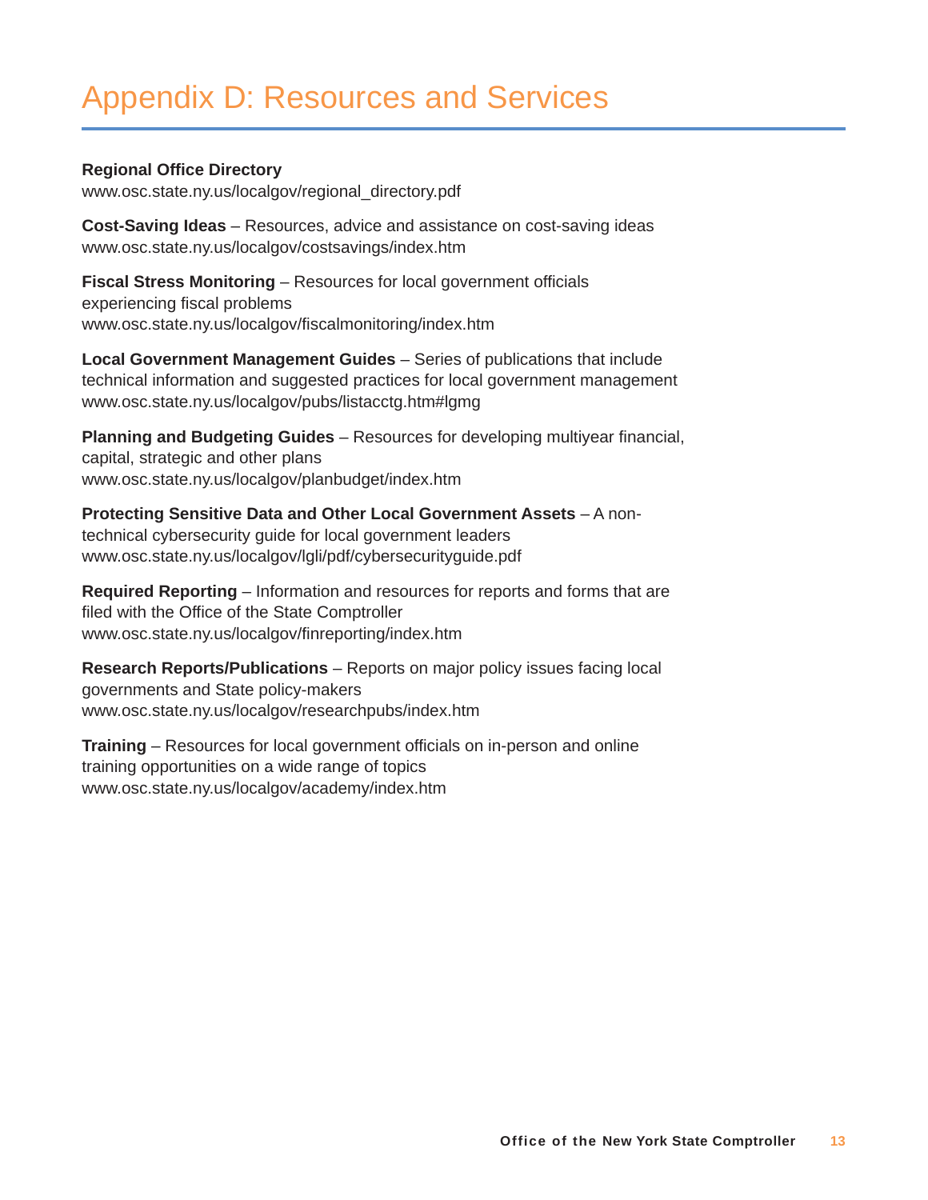# Appendix D: Resources and Services

**Regional Office Directory**
www.osc.state.ny.us/localgov/regional_directory.pdf

**Cost-Saving Ideas** – Resources, advice and assistance on cost-saving ideas
www.osc.state.ny.us/localgov/costsavings/index.htm

**Fiscal Stress Monitoring** – Resources for local government officials experiencing fiscal problems
www.osc.state.ny.us/localgov/fiscalmonitoring/index.htm

**Local Government Management Guides** – Series of publications that include technical information and suggested practices for local government management
www.osc.state.ny.us/localgov/pubs/listacctg.htm#lgmg

**Planning and Budgeting Guides** – Resources for developing multiyear financial, capital, strategic and other plans
www.osc.state.ny.us/localgov/planbudget/index.htm

**Protecting Sensitive Data and Other Local Government Assets** – A non-technical cybersecurity guide for local government leaders
www.osc.state.ny.us/localgov/lgli/pdf/cybersecurityguide.pdf

**Required Reporting** – Information and resources for reports and forms that are filed with the Office of the State Comptroller
www.osc.state.ny.us/localgov/finreporting/index.htm

**Research Reports/Publications** – Reports on major policy issues facing local governments and State policy-makers
www.osc.state.ny.us/localgov/researchpubs/index.htm

**Training** – Resources for local government officials on in-person and online training opportunities on a wide range of topics
www.osc.state.ny.us/localgov/academy/index.htm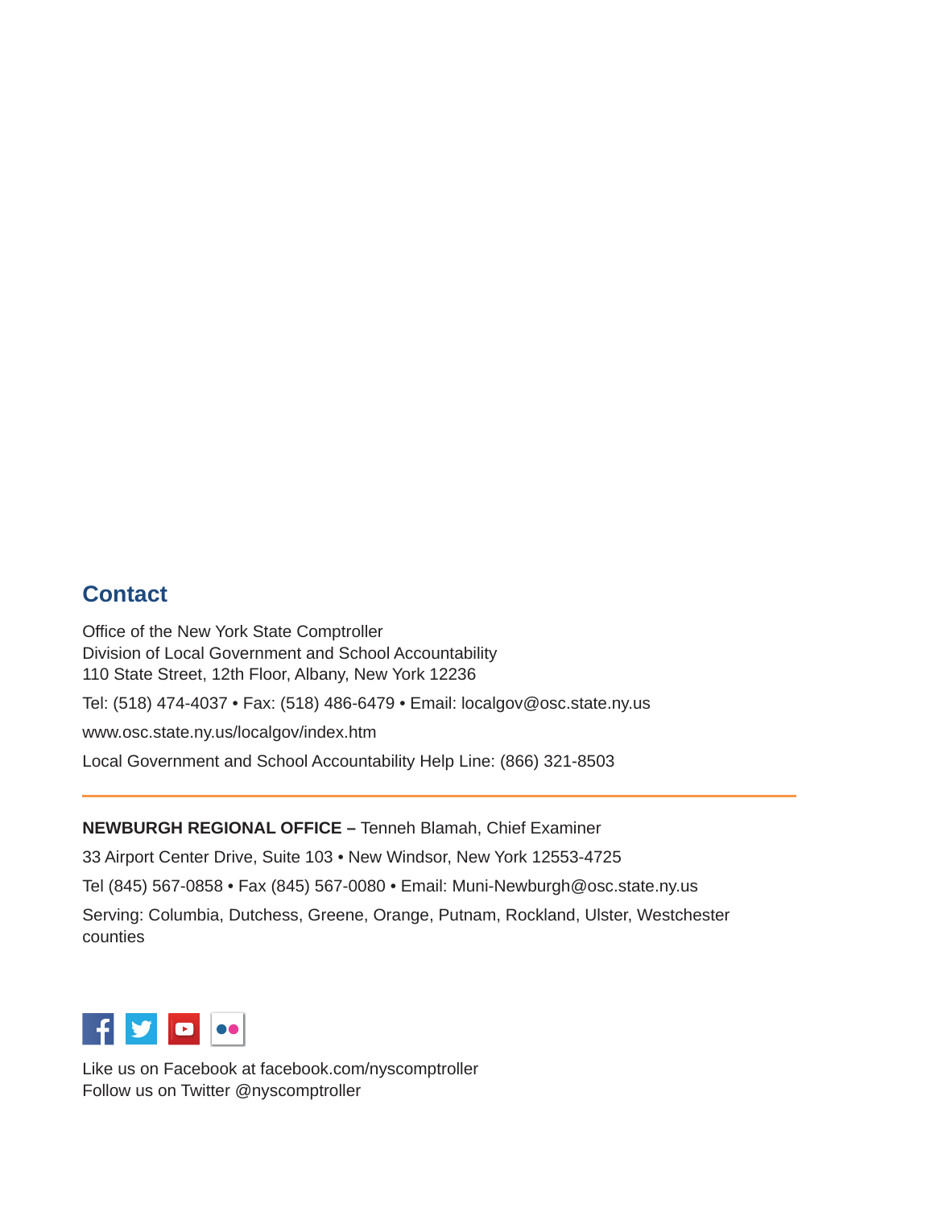## Contact

Office of the New York State Comptroller
Division of Local Government and School Accountability
110 State Street, 12th Floor, Albany, New York 12236

Tel: (518) 474-4037 • Fax: (518) 486-6479 • Email: localgov@osc.state.ny.us

www.osc.state.ny.us/localgov/index.htm

Local Government and School Accountability Help Line: (866) 321-8503

---

**NEWBURGH REGIONAL OFFICE –** Tenneh Blamah, Chief Examiner

33 Airport Center Drive, Suite 103 • New Windsor, New York 12553-4725

Tel (845) 567-0858 • Fax (845) 567-0080 • Email: Muni-Newburgh@osc.state.ny.us

Serving: Columbia, Dutchess, Greene, Orange, Putnam, Rockland, Ulster, Westchester counties

Like us on Facebook at facebook.com/nyscomptroller
Follow us on Twitter @nyscomptroller